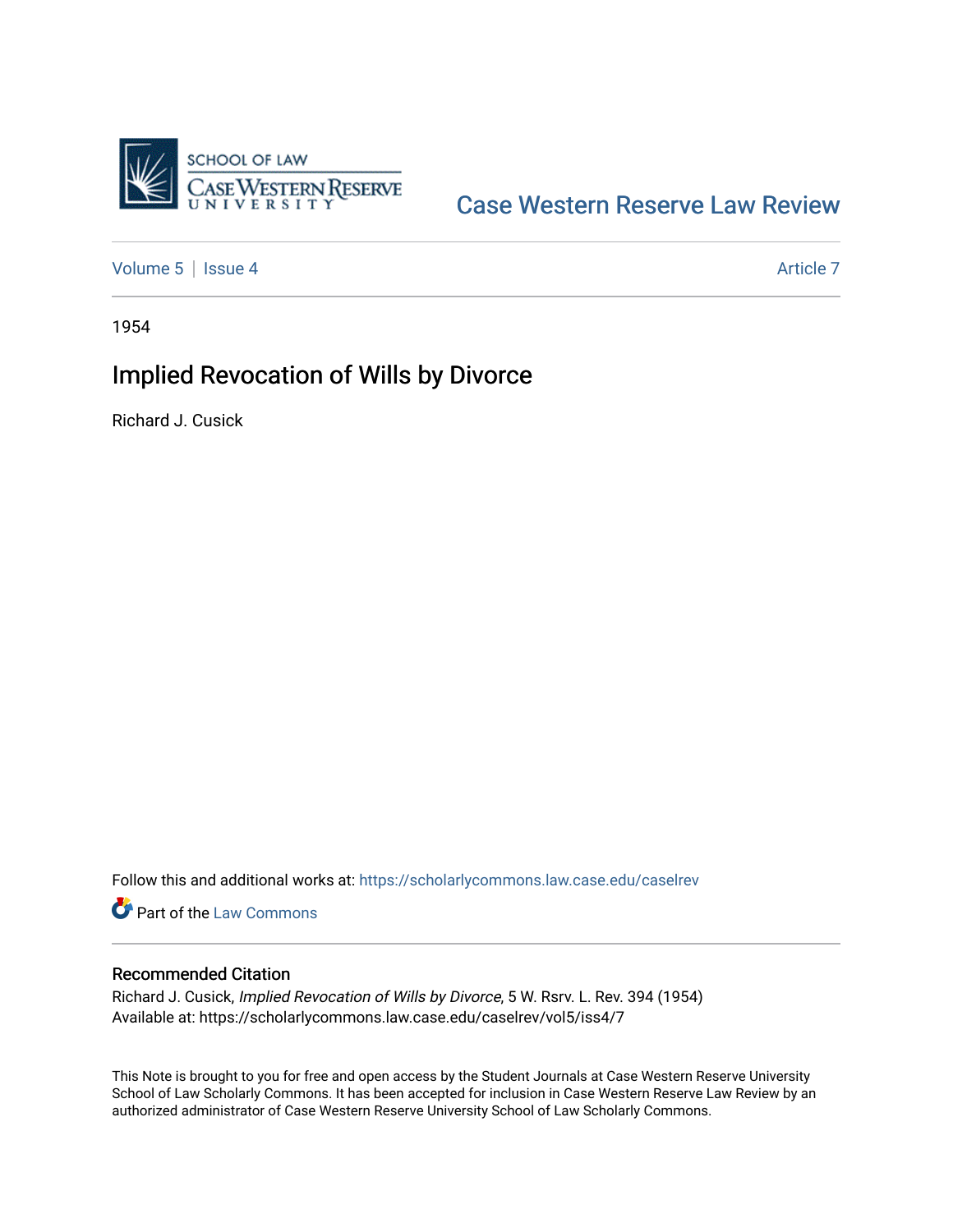Case Western Reserve Law Review

Volume 5 | Issue 4 Article 7

1954

# Implied Revocation of Wills by Divorce

Richard J. Cusick

Follow this and additional works at: https://scholarlycommons.law.case.edu/caselrev

Part of the Law Commons

## Recommended Citation

Richard J. Cusick, *Implied Revocation of Wills by Divorce*, 5 W. Rsrv. L. Rev. 394 (1954)
Available at: https://scholarlycommons.law.case.edu/caselrev/vol5/iss4/7

This Note is brought to you for free and open access by the Student Journals at Case Western Reserve University School of Law Scholarly Commons. It has been accepted for inclusion in Case Western Reserve Law Review by an authorized administrator of Case Western Reserve University School of Law Scholarly Commons.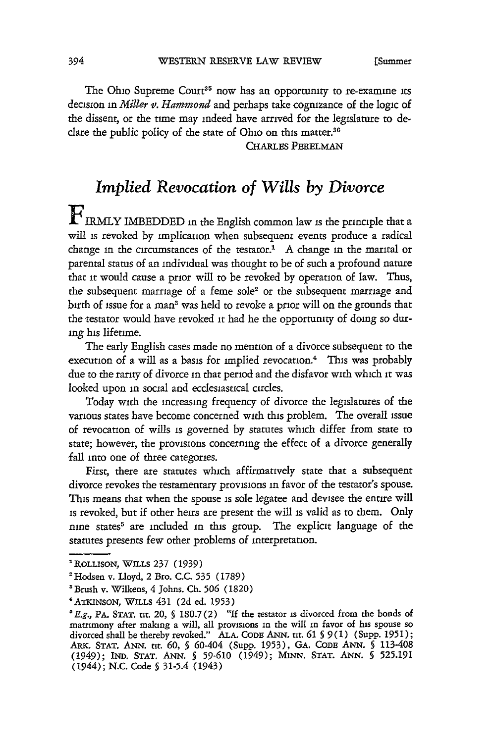The Ohio Supreme Court[35] now has an opportunity to re-examine its decision in *Miller v. Hammond* and perhaps take cognizance of the logic of the dissent, or the time may indeed have arrived for the legislature to declare the public policy of the state of Ohio on this matter.[36]

CHARLES PERELMAN

## *Implied Revocation of Wills by Divorce*

FIRMLY IMBEDDED in the English common law is the principle that a will is revoked by implication when subsequent events produce a radical change in the circumstances of the testator.[1] A change in the marital or parental status of an individual was thought to be of such a profound nature that it would cause a prior will to be revoked by operation of law. Thus, the subsequent marriage of a feme sole[2] or the subsequent marriage and birth of issue for a man[3] was held to revoke a prior will on the grounds that the testator would have revoked it had he the opportunity of doing so during his lifetime.

The early English cases made no mention of a divorce subsequent to the execution of a will as a basis for implied revocation.[4] This was probably due to the rarity of divorce in that period and the disfavor with which it was looked upon in social and ecclesiastical circles.

Today with the increasing frequency of divorce the legislatures of the various states have become concerned with this problem. The overall issue of revocation of wills is governed by statutes which differ from state to state; however, the provisions concerning the effect of a divorce generally fall into one of three categories.

First, there are statutes which affirmatively state that a subsequent divorce revokes the testamentary provisions in favor of the testator's spouse. This means that when the spouse is sole legatee and devisee the entire will is revoked, but if other heirs are present the will is valid as to them. Only nine states[5] are included in this group. The explicit language of the statutes presents few other problems of interpretation.

---

[1] ROLLISON, WILLS 237 (1939)

[2] Hodsen v. Lloyd, 2 Bro. C.C. 535 (1789)

[3] Brush v. Wilkens, 4 Johns. Ch. 506 (1820)

[4] ATKINSON, WILLS 431 (2d ed. 1953)

[5] *E.g.*, PA. STAT. tit. 20, § 180.7(2) "If the testator is divorced from the bonds of matrimony after making a will, all provisions in the will in favor of his spouse so divorced shall be thereby revoked." ALA. CODE ANN. tit. 61 § 9(1) (Supp. 1951); ARK. STAT. ANN. tit. 60, § 60-404 (Supp. 1953), GA. CODE ANN. § 113-408 (1949); IND. STAT. ANN. § 59-610 (1949); MINN. STAT. ANN. § 525.191 (1944); N.C. Code § 31-5.4 (1943)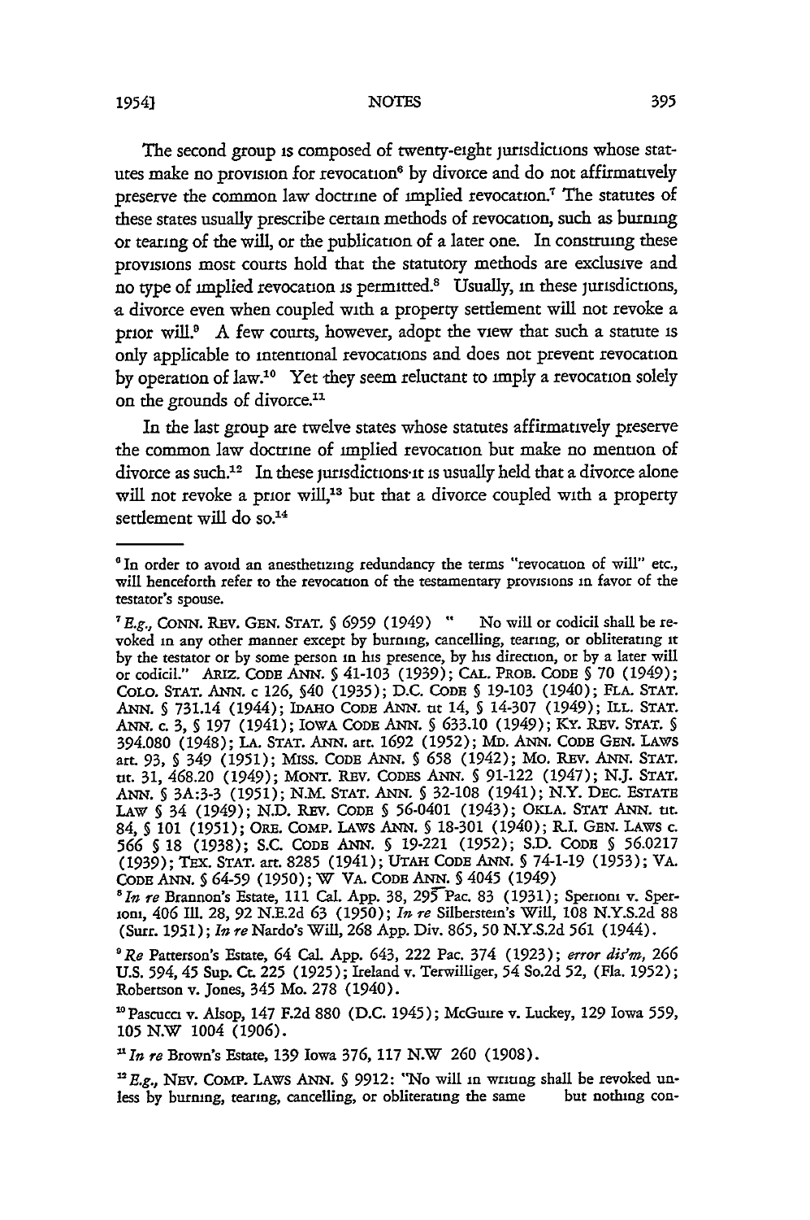The second group is composed of twenty-eight jurisdictions whose statutes make no provision for revocation[6] by divorce and do not affirmatively preserve the common law doctrine of implied revocation.[7] The statutes of these states usually prescribe certain methods of revocation, such as burning or tearing of the will, or the publication of a later one. In construing these provisions most courts hold that the statutory methods are exclusive and no type of implied revocation is permitted.[8] Usually, in these jurisdictions, a divorce even when coupled with a property settlement will not revoke a prior will.[9] A few courts, however, adopt the view that such a statute is only applicable to intentional revocations and does not prevent revocation by operation of law.[10] Yet they seem reluctant to imply a revocation solely on the grounds of divorce.[11]

In the last group are twelve states whose statutes affirmatively preserve the common law doctrine of implied revocation but make no mention of divorce as such.[12] In these jurisdictions it is usually held that a divorce alone will not revoke a prior will,[13] but that a divorce coupled with a property settlement will do so.[14]

---

[6] In order to avoid an anesthetizing redundancy the terms "revocation of will" etc., will henceforth refer to the revocation of the testamentary provisions in favor of the testator's spouse.

[7] *E.g.*, CONN. REV. GEN. STAT. § 6959 (1949) " No will or codicil shall be revoked in any other manner except by burning, cancelling, tearing, or obliterating it by the testator or by some person in his presence, by his direction, or by a later will or codicil." ARIZ. CODE ANN. § 41-103 (1939); CAL. PROB. CODE § 70 (1949); COLO. STAT. ANN. c 126, §40 (1935); D.C. CODE § 19-103 (1940); FLA. STAT. ANN. § 731.14 (1944); IDAHO CODE ANN. tit 14, § 14-307 (1949); ILL. STAT. ANN. c. 3, § 197 (1941); IOWA CODE ANN. § 633.10 (1949); KY. REV. STAT. § 394.080 (1948); LA. STAT. ANN. art. 1692 (1952); MD. ANN. CODE GEN. LAWS art. 93, § 349 (1951); MISS. CODE ANN. § 658 (1942); MO. REV. ANN. STAT. tit. 31, 468.20 (1949); MONT. REV. CODES ANN. § 91-122 (1947); N.J. STAT. ANN. § 3A:3-3 (1951); N.M. STAT. ANN. § 32-108 (1941); N.Y. DEC. ESTATE LAW § 34 (1949); N.D. REV. CODE § 56-0401 (1943); OKLA. STAT ANN. tit. 84, § 101 (1951); ORE. COMP. LAWS ANN. § 18-301 (1940); R.I. GEN. LAWS c. 566 § 18 (1938); S.C. CODE ANN. § 19-221 (1952); S.D. CODE § 56.0217 (1939); TEX. STAT. art. 8285 (1941); UTAH CODE ANN. § 74-1-19 (1953); VA. CODE ANN. § 64-59 (1950); W VA. CODE ANN. § 4045 (1949)

[8] *In re* Brannon's Estate, 111 Cal. App. 38, 295 Pac. 83 (1931); Sperioni v. Sperioni, 406 Ill. 28, 92 N.E.2d 63 (1950); *In re* Silberstein's Will, 108 N.Y.S.2d 88 (Surr. 1951); *In re* Nardo's Will, 268 App. Div. 865, 50 N.Y.S.2d 561 (1944).

[9] *Re* Patterson's Estate, 64 Cal. App. 643, 222 Pac. 374 (1923); *error dis'm*, 266 U.S. 594, 45 Sup. Ct. 225 (1925); Ireland v. Terwilliger, 54 So.2d 52, (Fla. 1952); Robertson v. Jones, 345 Mo. 278 (1940).

[10] Pascucci v. Alsop, 147 F.2d 880 (D.C. 1945); McGuire v. Luckey, 129 Iowa 559, 105 N.W 1004 (1906).

[11] *In re* Brown's Estate, 139 Iowa 376, 117 N.W 260 (1908).

[12] *E.g.*, NEV. COMP. LAWS ANN. § 9912: "No will in writing shall be revoked unless by burning, tearing, cancelling, or obliterating the same but nothing con-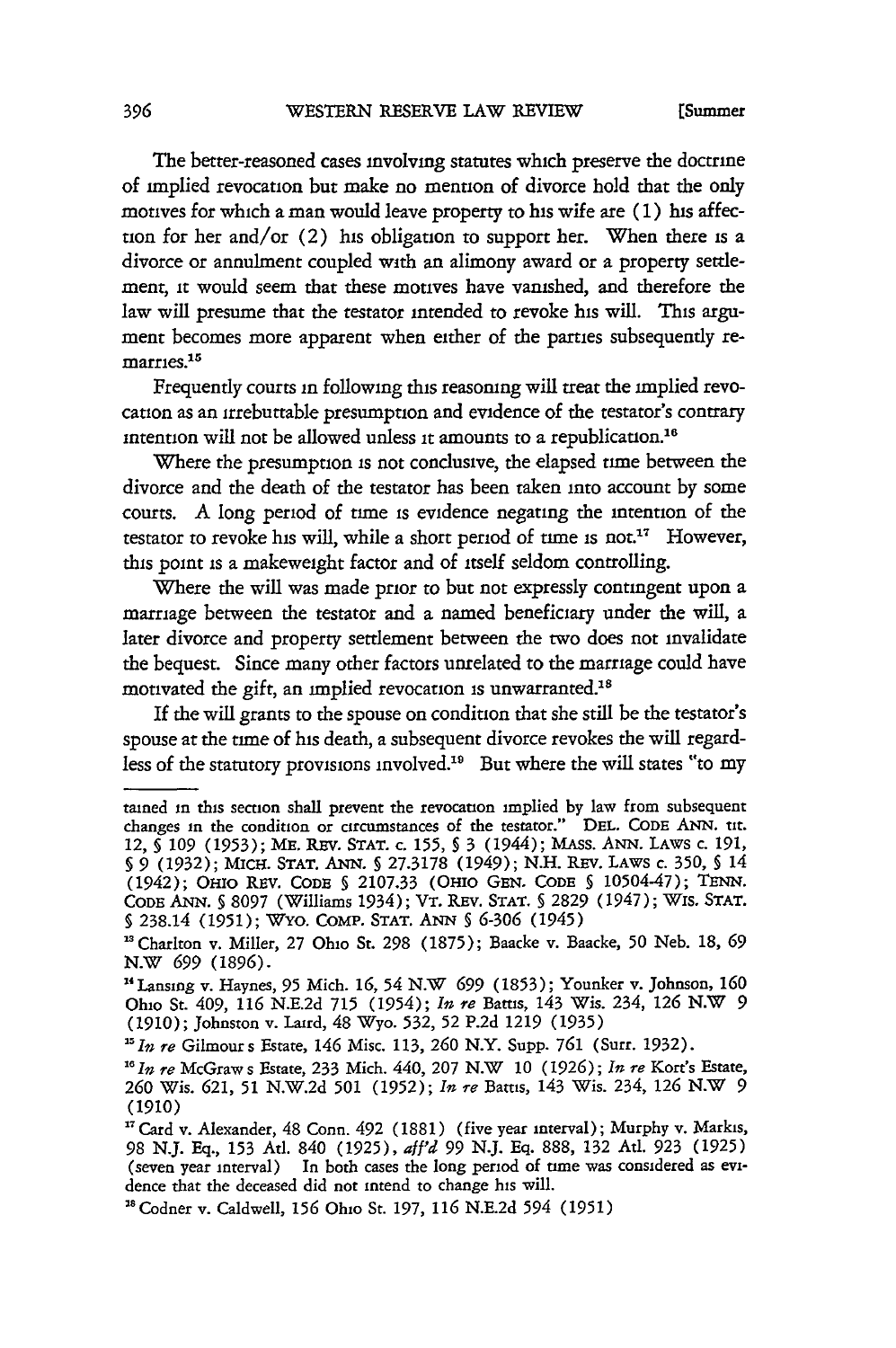The better-reasoned cases involving statutes which preserve the doctrine of implied revocation but make no mention of divorce hold that the only motives for which a man would leave property to his wife are (1) his affection for her and/or (2) his obligation to support her. When there is a divorce or annulment coupled with an alimony award or a property settlement, it would seem that these motives have vanished, and therefore the law will presume that the testator intended to revoke his will. This argument becomes more apparent when either of the parties subsequently remarries.[15]

Frequently courts in following this reasoning will treat the implied revocation as an irrebuttable presumption and evidence of the testator's contrary intention will not be allowed unless it amounts to a republication.[16]

Where the presumption is not conclusive, the elapsed time between the divorce and the death of the testator has been taken into account by some courts. A long period of time is evidence negating the intention of the testator to revoke his will, while a short period of time is not.[17] However, this point is a makeweight factor and of itself seldom controlling.

Where the will was made prior to but not expressly contingent upon a marriage between the testator and a named beneficiary under the will, a later divorce and property settlement between the two does not invalidate the bequest. Since many other factors unrelated to the marriage could have motivated the gift, an implied revocation is unwarranted.[18]

If the will grants to the spouse on condition that she still be the testator's spouse at the time of his death, a subsequent divorce revokes the will regardless of the statutory provisions involved.[19] But where the will states "to my

---

tained in this section shall prevent the revocation implied by law from subsequent changes in the condition or circumstances of the testator." DEL. CODE ANN. tit. 12, § 109 (1953); ME. REV. STAT. c. 155, § 3 (1944); MASS. ANN. LAWS c. 191, § 9 (1932); MICH. STAT. ANN. § 27.3178 (1949); N.H. REV. LAWS c. 350, § 14 (1942); OHIO REV. CODE § 2107.33 (OHIO GEN. CODE § 10504-47); TENN. CODE ANN. § 8097 (Williams 1934); VT. REV. STAT. § 2829 (1947); WIS. STAT. § 238.14 (1951); WYO. COMP. STAT. ANN § 6-306 (1945)

[13] Charlton v. Miller, 27 Ohio St. 298 (1875); Baacke v. Baacke, 50 Neb. 18, 69 N.W 699 (1896).

[14] Lansing v. Haynes, 95 Mich. 16, 54 N.W 699 (1853); Younker v. Johnson, 160 Ohio St. 409, 116 N.E.2d 715 (1954); *In re* Battis, 143 Wis. 234, 126 N.W 9 (1910); Johnston v. Laird, 48 Wyo. 532, 52 P.2d 1219 (1935)

[15] *In re* Gilmour s Estate, 146 Misc. 113, 260 N.Y. Supp. 761 (Surr. 1932).

[16] *In re* McGraw s Estate, 233 Mich. 440, 207 N.W 10 (1926); *In re* Kort's Estate, 260 Wis. 621, 51 N.W.2d 501 (1952); *In re* Battis, 143 Wis. 234, 126 N.W 9 (1910)

[17] Card v. Alexander, 48 Conn. 492 (1881) (five year interval); Murphy v. Markis, 98 N.J. Eq., 153 Atl. 840 (1925), *aff'd* 99 N.J. Eq. 888, 132 Atl. 923 (1925) (seven year interval) In both cases the long period of time was considered as evidence that the deceased did not intend to change his will.

[18] Codner v. Caldwell, 156 Ohio St. 197, 116 N.E.2d 594 (1951)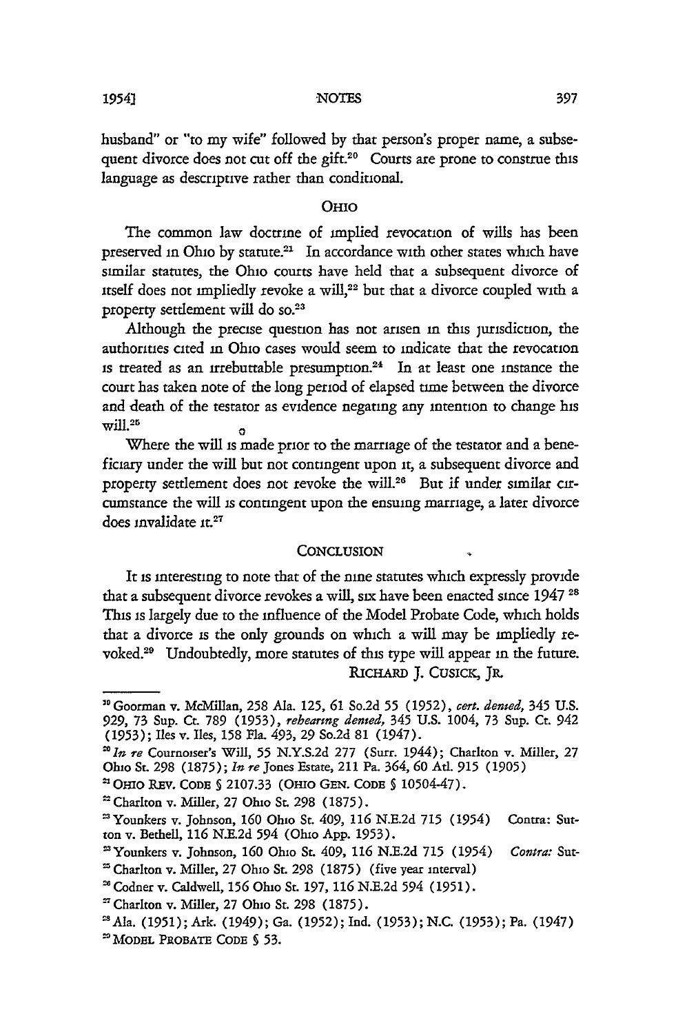husband" or "to my wife" followed by that person's proper name, a subsequent divorce does not cut off the gift.[20] Courts are prone to construe this language as descriptive rather than conditional.

## OHIO

The common law doctrine of implied revocation of wills has been preserved in Ohio by statute.[21] In accordance with other states which have similar statutes, the Ohio courts have held that a subsequent divorce of itself does not impliedly revoke a will,[22] but that a divorce coupled with a property settlement will do so.[23]

Although the precise question has not arisen in this jurisdiction, the authorities cited in Ohio cases would seem to indicate that the revocation is treated as an irrebuttable presumption.[24] In at least one instance the court has taken note of the long period of elapsed time between the divorce and death of the testator as evidence negating any intention to change his will.[25]

Where the will is made prior to the marriage of the testator and a beneficiary under the will but not contingent upon it, a subsequent divorce and property settlement does not revoke the will.[26] But if under similar circumstance the will is contingent upon the ensuing marriage, a later divorce does invalidate it.[27]

## CONCLUSION

It is interesting to note that of the nine statutes which expressly provide that a subsequent divorce revokes a will, six have been enacted since 1947 [28] This is largely due to the influence of the Model Probate Code, which holds that a divorce is the only grounds on which a will may be impliedly revoked.[29] Undoubtedly, more statutes of this type will appear in the future.

RICHARD J. CUSICK, JR.

---

[19] Goorman v. McMillan, 258 Ala. 125, 61 So.2d 55 (1952), *cert. denied,* 345 U.S. 929, 73 Sup. Ct. 789 (1953), *rehearing denied,* 345 U.S. 1004, 73 Sup. Ct. 942 (1953); Iles v. Iles, 158 Fla. 493, 29 So.2d 81 (1947).

[20] *In re* Cournoiser's Will, 55 N.Y.S.2d 277 (Surr. 1944); Charlton v. Miller, 27 Ohio St. 298 (1875); *In re* Jones Estate, 211 Pa. 364, 60 Atl. 915 (1905)

[21] OHIO REV. CODE § 2107.33 (OHIO GEN. CODE § 10504-47).

[22] Charlton v. Miller, 27 Ohio St. 298 (1875).

[23] Younkers v. Johnson, 160 Ohio St. 409, 116 N.E.2d 715 (1954) Contra: Sutton v. Bethell, 116 N.E.2d 594 (Ohio App. 1953).

[24] Younkers v. Johnson, 160 Ohio St. 409, 116 N.E.2d 715 (1954) *Contra:* Sut-

[25] Charlton v. Miller, 27 Ohio St. 298 (1875) (five year interval)

[26] Codner v. Caldwell, 156 Ohio St. 197, 116 N.E.2d 594 (1951).

[27] Charlton v. Miller, 27 Ohio St. 298 (1875).

[28] Ala. (1951); Ark. (1949); Ga. (1952); Ind. (1953); N.C. (1953); Pa. (1947)

[29] MODEL PROBATE CODE § 53.